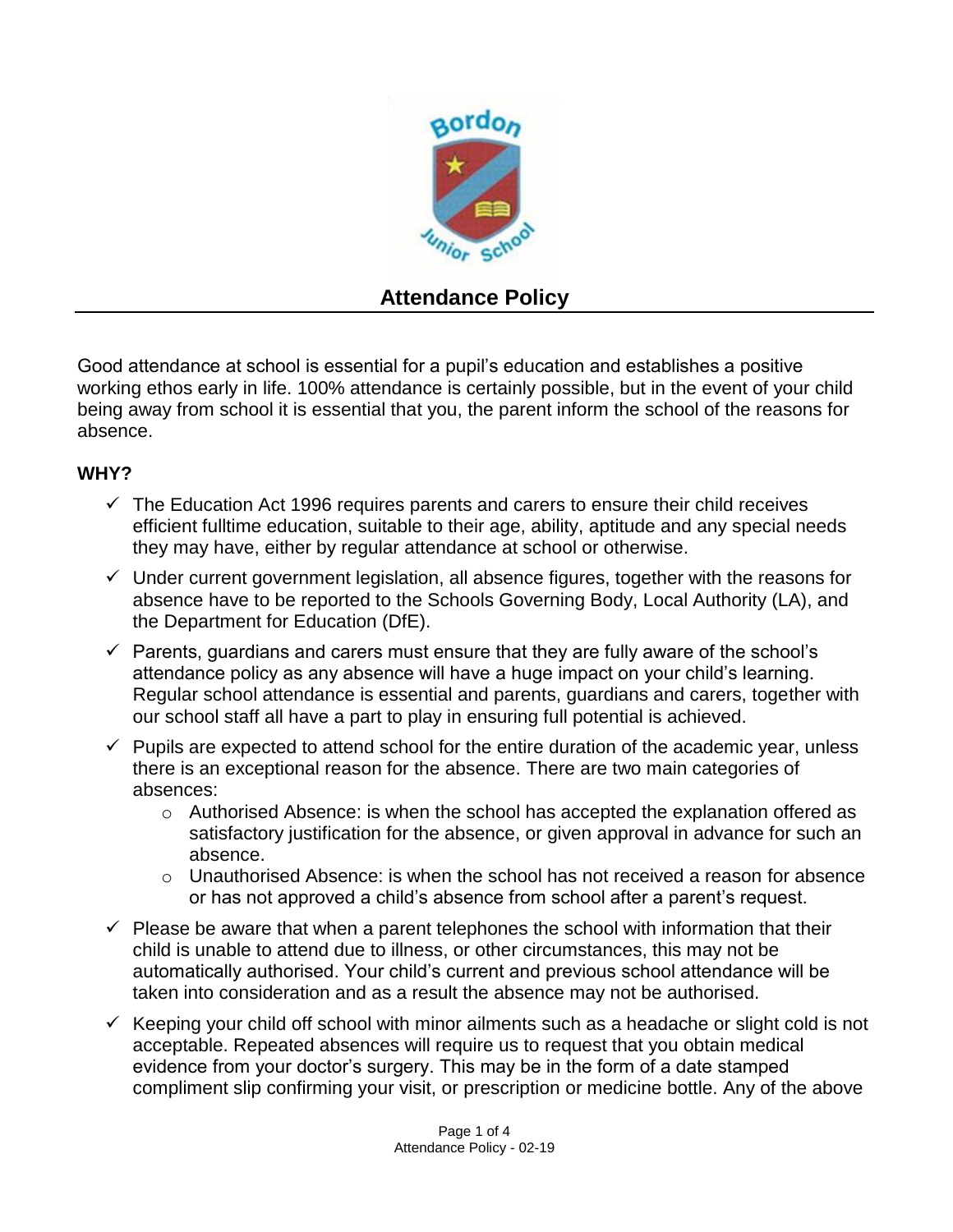# Attendance Policy

Good attendance at school is essential for a pupil's education and establishes a positive working ethos early in life. 100% attendance is certainly possible, but in the event of your child being away from school it is essential that you, the parent inform the school of the reasons for absence.

**WHY?**

- ✓ The Education Act 1996 requires parents and carers to ensure their child receives efficient fulltime education, suitable to their age, ability, aptitude and any special needs they may have, either by regular attendance at school or otherwise.
- ✓ Under current government legislation, all absence figures, together with the reasons for absence have to be reported to the Schools Governing Body, Local Authority (LA), and the Department for Education (DfE).
- ✓ Parents, guardians and carers must ensure that they are fully aware of the school's attendance policy as any absence will have a huge impact on your child's learning. Regular school attendance is essential and parents, guardians and carers, together with our school staff all have a part to play in ensuring full potential is achieved.
- ✓ Pupils are expected to attend school for the entire duration of the academic year, unless there is an exceptional reason for the absence. There are two main categories of absences:
  - Authorised Absence: is when the school has accepted the explanation offered as satisfactory justification for the absence, or given approval in advance for such an absence.
  - Unauthorised Absence: is when the school has not received a reason for absence or has not approved a child's absence from school after a parent's request.
- ✓ Please be aware that when a parent telephones the school with information that their child is unable to attend due to illness, or other circumstances, this may not be automatically authorised. Your child's current and previous school attendance will be taken into consideration and as a result the absence may not be authorised.
- ✓ Keeping your child off school with minor ailments such as a headache or slight cold is not acceptable. Repeated absences will require us to request that you obtain medical evidence from your doctor's surgery. This may be in the form of a date stamped compliment slip confirming your visit, or prescription or medicine bottle. Any of the above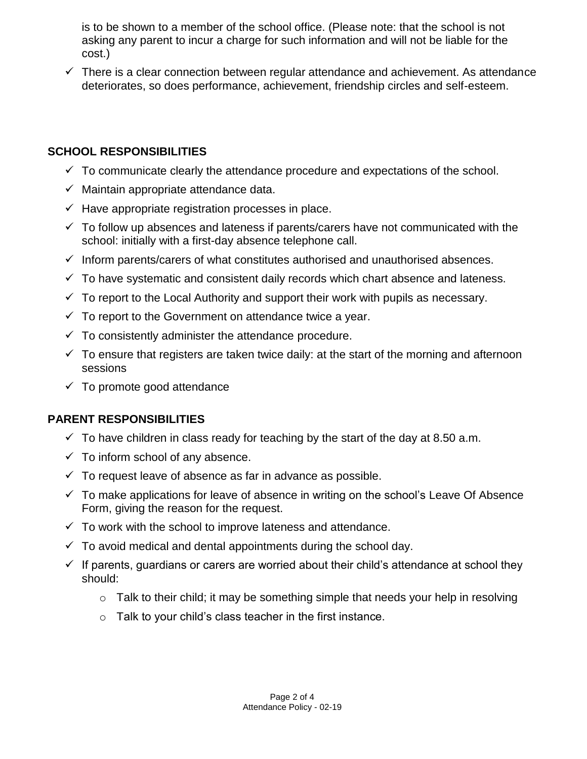is to be shown to a member of the school office. (Please note: that the school is not asking any parent to incur a charge for such information and will not be liable for the cost.)

- ✓ There is a clear connection between regular attendance and achievement. As attendance deteriorates, so does performance, achievement, friendship circles and self-esteem.

## SCHOOL RESPONSIBILITIES

- ✓ To communicate clearly the attendance procedure and expectations of the school.
- ✓ Maintain appropriate attendance data.
- ✓ Have appropriate registration processes in place.
- ✓ To follow up absences and lateness if parents/carers have not communicated with the school: initially with a first-day absence telephone call.
- ✓ Inform parents/carers of what constitutes authorised and unauthorised absences.
- ✓ To have systematic and consistent daily records which chart absence and lateness.
- ✓ To report to the Local Authority and support their work with pupils as necessary.
- ✓ To report to the Government on attendance twice a year.
- ✓ To consistently administer the attendance procedure.
- ✓ To ensure that registers are taken twice daily: at the start of the morning and afternoon sessions
- ✓ To promote good attendance

## PARENT RESPONSIBILITIES

- ✓ To have children in class ready for teaching by the start of the day at 8.50 a.m.
- ✓ To inform school of any absence.
- ✓ To request leave of absence as far in advance as possible.
- ✓ To make applications for leave of absence in writing on the school's Leave Of Absence Form, giving the reason for the request.
- ✓ To work with the school to improve lateness and attendance.
- ✓ To avoid medical and dental appointments during the school day.
- ✓ If parents, guardians or carers are worried about their child's attendance at school they should:
  - o Talk to their child; it may be something simple that needs your help in resolving
  - o Talk to your child's class teacher in the first instance.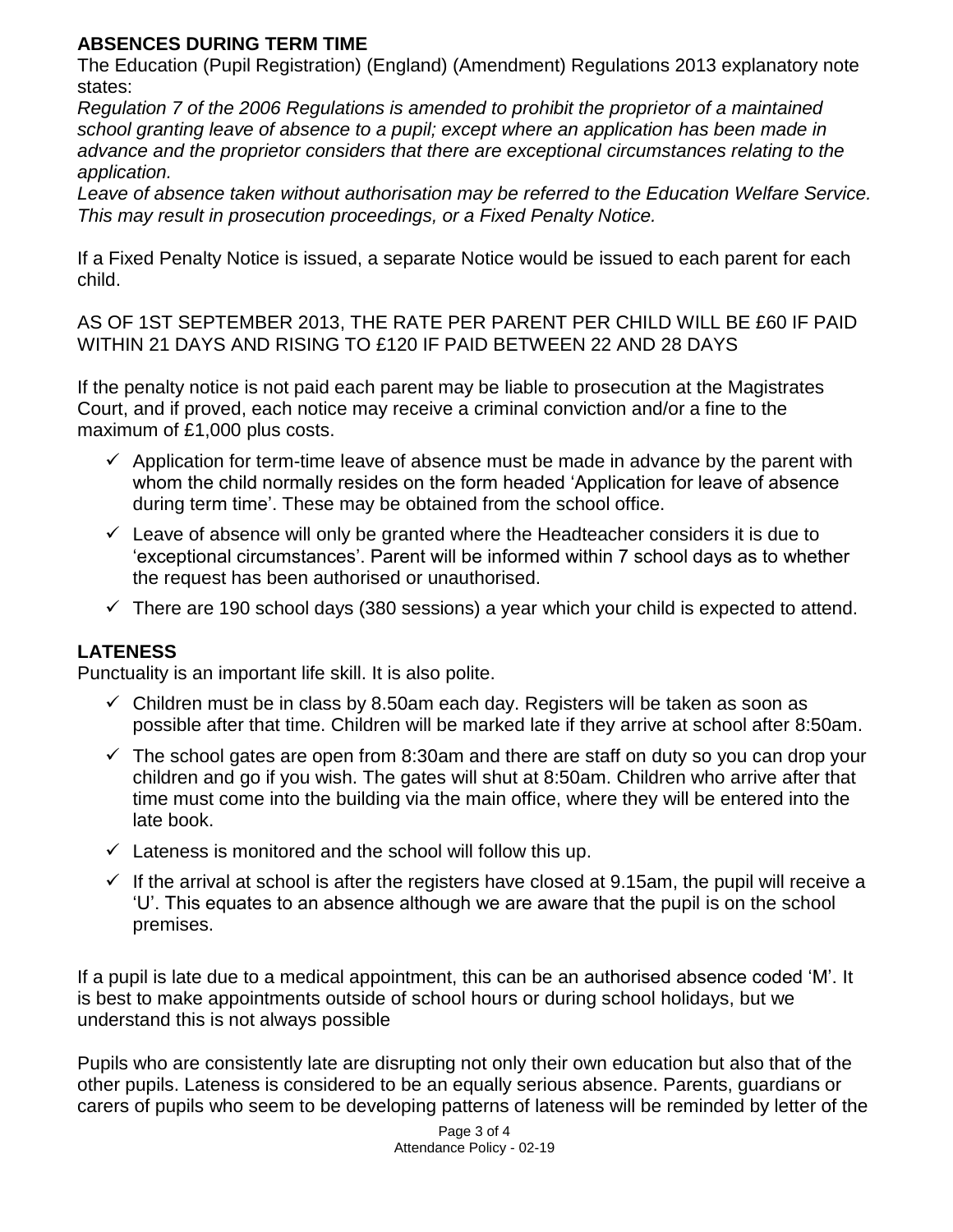## ABSENCES DURING TERM TIME

The Education (Pupil Registration) (England) (Amendment) Regulations 2013 explanatory note states:

*Regulation 7 of the 2006 Regulations is amended to prohibit the proprietor of a maintained school granting leave of absence to a pupil; except where an application has been made in advance and the proprietor considers that there are exceptional circumstances relating to the application.*

*Leave of absence taken without authorisation may be referred to the Education Welfare Service. This may result in prosecution proceedings, or a Fixed Penalty Notice.*

If a Fixed Penalty Notice is issued, a separate Notice would be issued to each parent for each child.

AS OF 1ST SEPTEMBER 2013, THE RATE PER PARENT PER CHILD WILL BE £60 IF PAID WITHIN 21 DAYS AND RISING TO £120 IF PAID BETWEEN 22 AND 28 DAYS

If the penalty notice is not paid each parent may be liable to prosecution at the Magistrates Court, and if proved, each notice may receive a criminal conviction and/or a fine to the maximum of £1,000 plus costs.

- ✓ Application for term-time leave of absence must be made in advance by the parent with whom the child normally resides on the form headed 'Application for leave of absence during term time'. These may be obtained from the school office.
- ✓ Leave of absence will only be granted where the Headteacher considers it is due to 'exceptional circumstances'. Parent will be informed within 7 school days as to whether the request has been authorised or unauthorised.
- ✓ There are 190 school days (380 sessions) a year which your child is expected to attend.

## LATENESS

Punctuality is an important life skill. It is also polite.

- ✓ Children must be in class by 8.50am each day. Registers will be taken as soon as possible after that time. Children will be marked late if they arrive at school after 8:50am.
- ✓ The school gates are open from 8:30am and there are staff on duty so you can drop your children and go if you wish. The gates will shut at 8:50am. Children who arrive after that time must come into the building via the main office, where they will be entered into the late book.
- ✓ Lateness is monitored and the school will follow this up.
- ✓ If the arrival at school is after the registers have closed at 9.15am, the pupil will receive a 'U'. This equates to an absence although we are aware that the pupil is on the school premises.

If a pupil is late due to a medical appointment, this can be an authorised absence coded 'M'. It is best to make appointments outside of school hours or during school holidays, but we understand this is not always possible

Pupils who are consistently late are disrupting not only their own education but also that of the other pupils. Lateness is considered to be an equally serious absence. Parents, guardians or carers of pupils who seem to be developing patterns of lateness will be reminded by letter of the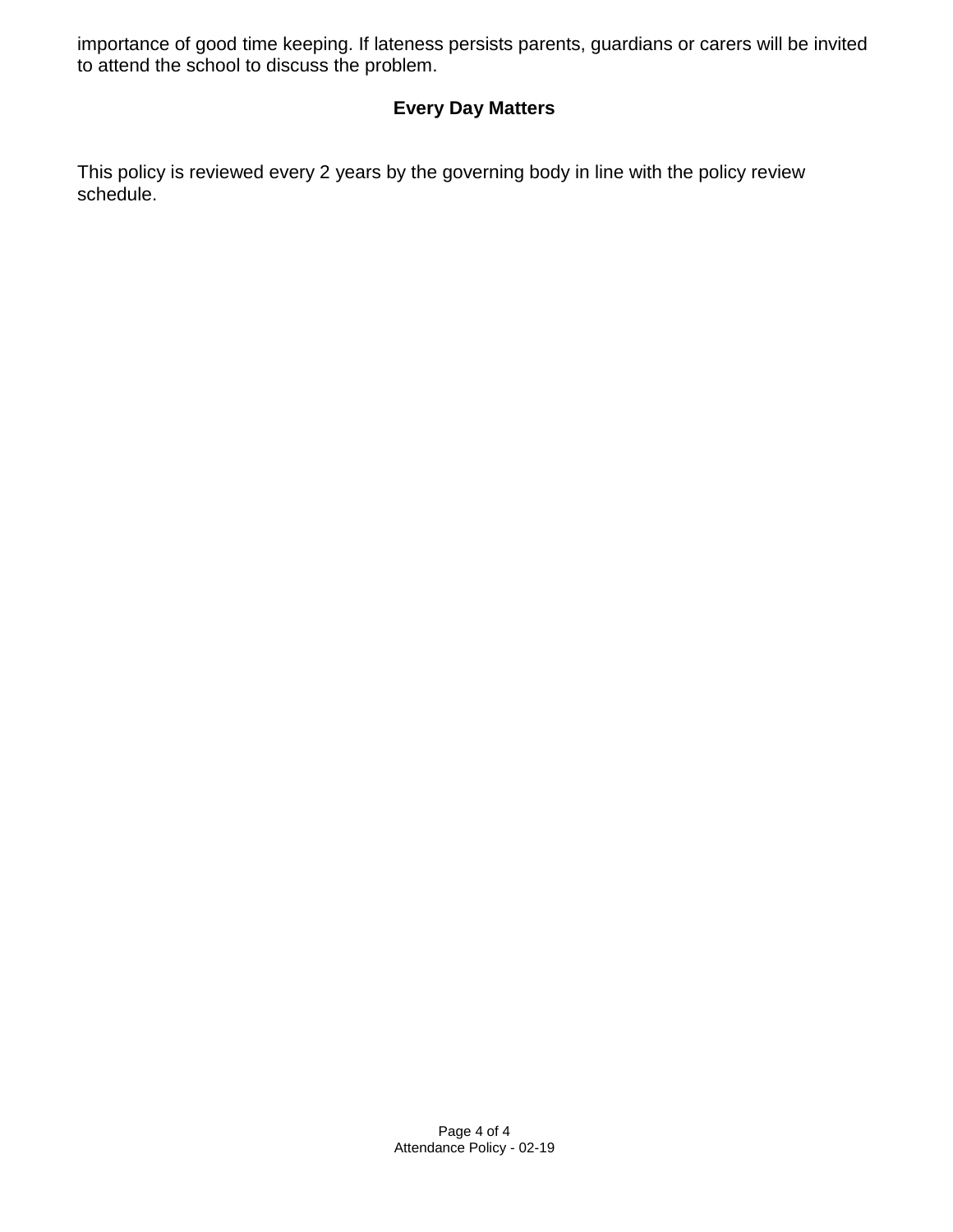importance of good time keeping. If lateness persists parents, guardians or carers will be invited to attend the school to discuss the problem.

**Every Day Matters**

This policy is reviewed every 2 years by the governing body in line with the policy review schedule.